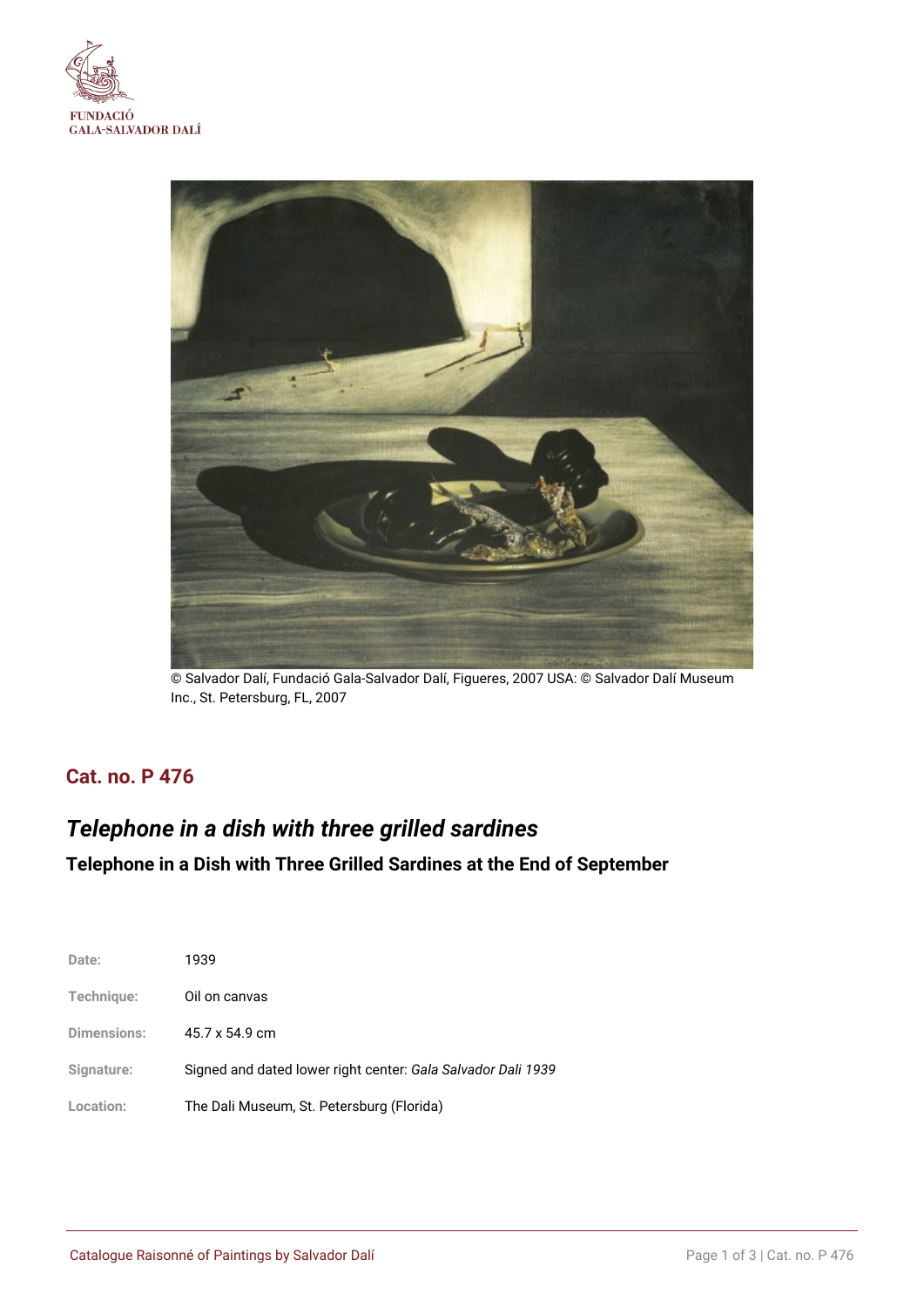FUNDACIÓ
GALA-SALVADOR DALÍ

© Salvador Dalí, Fundació Gala-Salvador Dalí, Figueres, 2007 USA: © Salvador Dalí Museum Inc., St. Petersburg, FL, 2007

## Cat. no. P 476

# *Telephone in a dish with three grilled sardines*

### Telephone in a Dish with Three Grilled Sardines at the End of September

| | |
|---|---|
| **Date:** | 1939 |
| **Technique:** | Oil on canvas |
| **Dimensions:** | 45.7 x 54.9 cm |
| **Signature:** | Signed and dated lower right center: *Gala Salvador Dali 1939* |
| **Location:** | The Dali Museum, St. Petersburg (Florida) |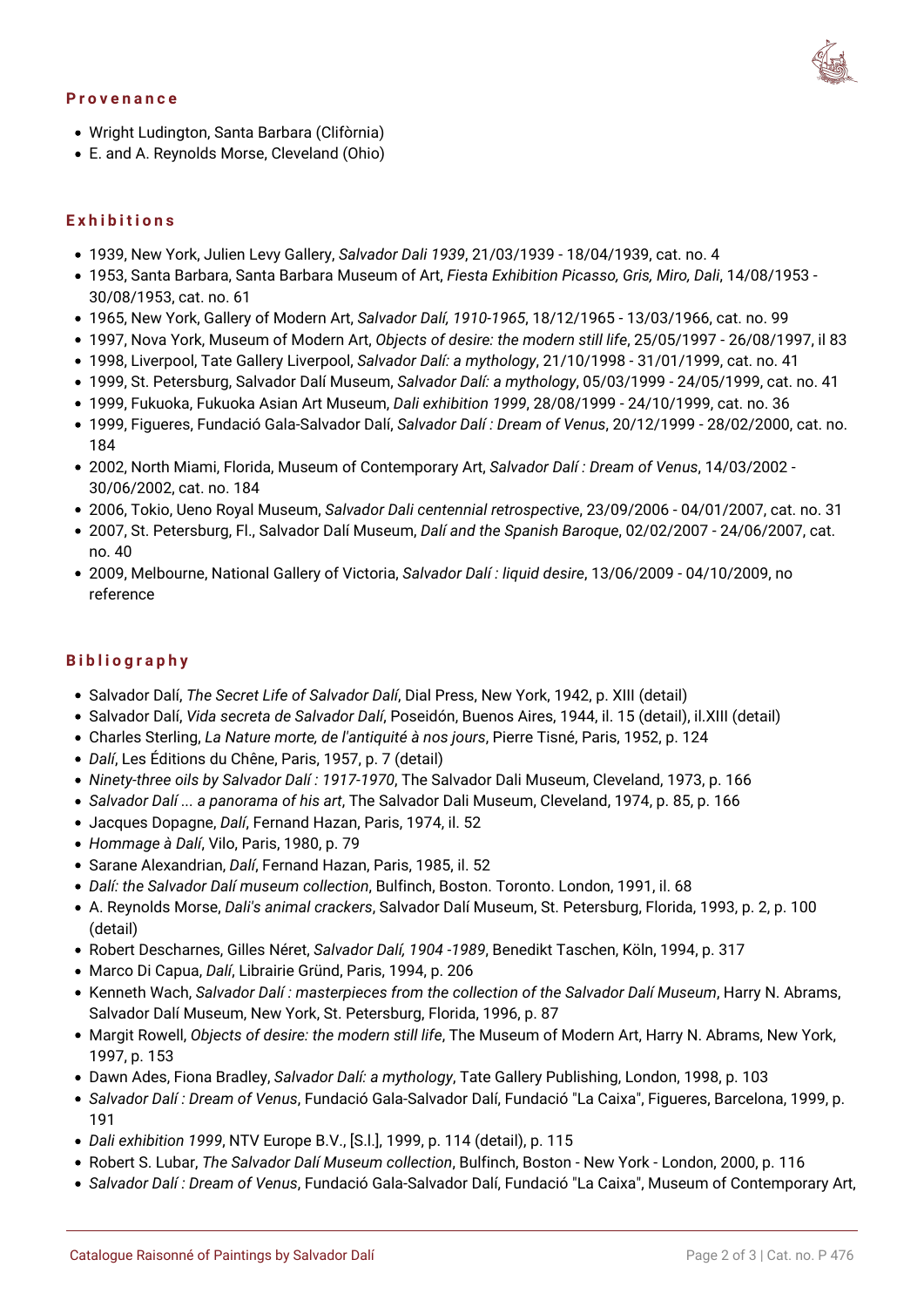### Provenance

- Wright Ludington, Santa Barbara (Clifòrnia)
- E. and A. Reynolds Morse, Cleveland (Ohio)

### Exhibitions

- 1939, New York, Julien Levy Gallery, *Salvador Dali 1939*, 21/03/1939 - 18/04/1939, cat. no. 4
- 1953, Santa Barbara, Santa Barbara Museum of Art, *Fiesta Exhibition Picasso, Gris, Miro, Dali*, 14/08/1953 - 30/08/1953, cat. no. 61
- 1965, New York, Gallery of Modern Art, *Salvador Dalí, 1910-1965*, 18/12/1965 - 13/03/1966, cat. no. 99
- 1997, Nova York, Museum of Modern Art, *Objects of desire: the modern still life*, 25/05/1997 - 26/08/1997, il 83
- 1998, Liverpool, Tate Gallery Liverpool, *Salvador Dalí: a mythology*, 21/10/1998 - 31/01/1999, cat. no. 41
- 1999, St. Petersburg, Salvador Dalí Museum, *Salvador Dalí: a mythology*, 05/03/1999 - 24/05/1999, cat. no. 41
- 1999, Fukuoka, Fukuoka Asian Art Museum, *Dali exhibition 1999*, 28/08/1999 - 24/10/1999, cat. no. 36
- 1999, Figueres, Fundació Gala-Salvador Dalí, *Salvador Dalí : Dream of Venus*, 20/12/1999 - 28/02/2000, cat. no. 184
- 2002, North Miami, Florida, Museum of Contemporary Art, *Salvador Dalí : Dream of Venus*, 14/03/2002 - 30/06/2002, cat. no. 184
- 2006, Tokio, Ueno Royal Museum, *Salvador Dali centennial retrospective*, 23/09/2006 - 04/01/2007, cat. no. 31
- 2007, St. Petersburg, Fl., Salvador Dalí Museum, *Dalí and the Spanish Baroque*, 02/02/2007 - 24/06/2007, cat. no. 40
- 2009, Melbourne, National Gallery of Victoria, *Salvador Dalí : liquid desire*, 13/06/2009 - 04/10/2009, no reference

### Bibliography

- Salvador Dalí, *The Secret Life of Salvador Dalí*, Dial Press, New York, 1942, p. XIII (detail)
- Salvador Dalí, *Vida secreta de Salvador Dalí*, Poseidón, Buenos Aires, 1944, il. 15 (detail), il.XIII (detail)
- Charles Sterling, *La Nature morte, de l'antiquité à nos jours*, Pierre Tisné, Paris, 1952, p. 124
- *Dalí*, Les Éditions du Chêne, Paris, 1957, p. 7 (detail)
- *Ninety-three oils by Salvador Dalí : 1917-1970*, The Salvador Dali Museum, Cleveland, 1973, p. 166
- *Salvador Dalí ... a panorama of his art*, The Salvador Dali Museum, Cleveland, 1974, p. 85, p. 166
- Jacques Dopagne, *Dalí*, Fernand Hazan, Paris, 1974, il. 52
- *Hommage à Dalí*, Vilo, Paris, 1980, p. 79
- Sarane Alexandrian, *Dalí*, Fernand Hazan, Paris, 1985, il. 52
- *Dalí: the Salvador Dalí museum collection*, Bulfinch, Boston. Toronto. London, 1991, il. 68
- A. Reynolds Morse, *Dali's animal crackers*, Salvador Dalí Museum, St. Petersburg, Florida, 1993, p. 2, p. 100 (detail)
- Robert Descharnes, Gilles Néret, *Salvador Dalí, 1904 -1989*, Benedikt Taschen, Köln, 1994, p. 317
- Marco Di Capua, *Dalí*, Librairie Gründ, Paris, 1994, p. 206
- Kenneth Wach, *Salvador Dalí : masterpieces from the collection of the Salvador Dalí Museum*, Harry N. Abrams, Salvador Dalí Museum, New York, St. Petersburg, Florida, 1996, p. 87
- Margit Rowell, *Objects of desire: the modern still life*, The Museum of Modern Art, Harry N. Abrams, New York, 1997, p. 153
- Dawn Ades, Fiona Bradley, *Salvador Dalí: a mythology*, Tate Gallery Publishing, London, 1998, p. 103
- *Salvador Dalí : Dream of Venus*, Fundació Gala-Salvador Dalí, Fundació "La Caixa", Figueres, Barcelona, 1999, p. 191
- *Dali exhibition 1999*, NTV Europe B.V., [S.l.], 1999, p. 114 (detail), p. 115
- Robert S. Lubar, *The Salvador Dalí Museum collection*, Bulfinch, Boston - New York - London, 2000, p. 116
- *Salvador Dalí : Dream of Venus*, Fundació Gala-Salvador Dalí, Fundació "La Caixa", Museum of Contemporary Art,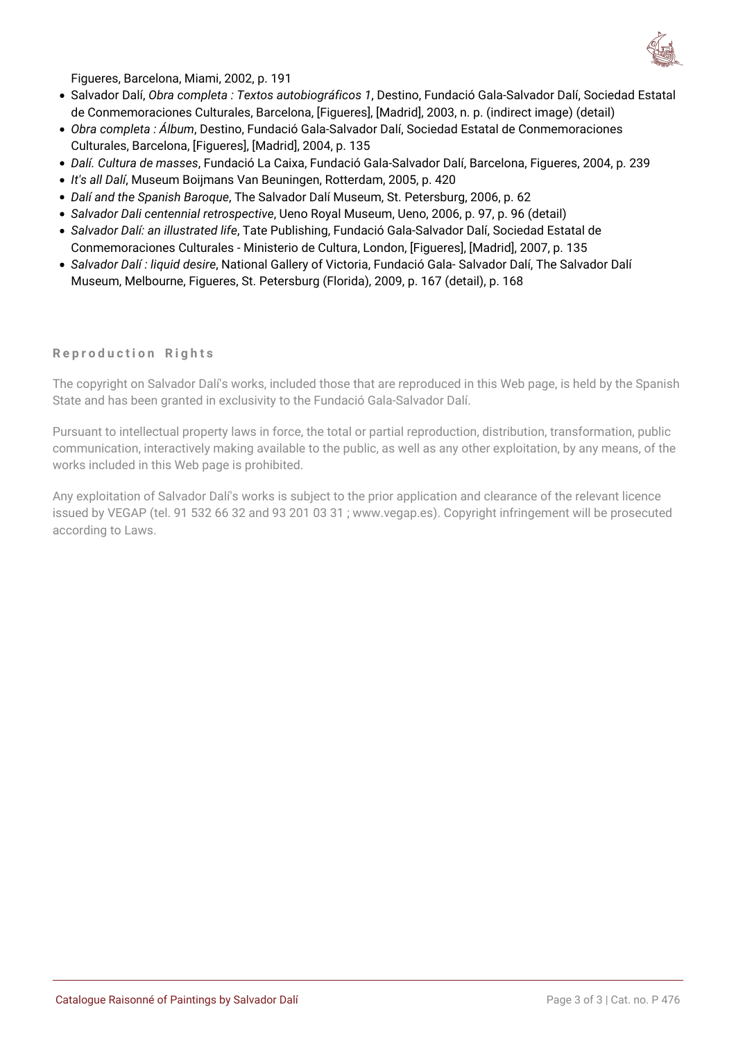Figueres, Barcelona, Miami, 2002, p. 191

- Salvador Dalí, *Obra completa : Textos autobiográficos 1*, Destino, Fundació Gala-Salvador Dalí, Sociedad Estatal de Conmemoraciones Culturales, Barcelona, [Figueres], [Madrid], 2003, n. p. (indirect image) (detail)
- *Obra completa : Álbum*, Destino, Fundació Gala-Salvador Dalí, Sociedad Estatal de Conmemoraciones Culturales, Barcelona, [Figueres], [Madrid], 2004, p. 135
- *Dalí. Cultura de masses*, Fundació La Caixa, Fundació Gala-Salvador Dalí, Barcelona, Figueres, 2004, p. 239
- *It's all Dalí*, Museum Boijmans Van Beuningen, Rotterdam, 2005, p. 420
- *Dalí and the Spanish Baroque*, The Salvador Dalí Museum, St. Petersburg, 2006, p. 62
- *Salvador Dali centennial retrospective*, Ueno Royal Museum, Ueno, 2006, p. 97, p. 96 (detail)
- *Salvador Dalí: an illustrated life*, Tate Publishing, Fundació Gala-Salvador Dalí, Sociedad Estatal de Conmemoraciones Culturales - Ministerio de Cultura, London, [Figueres], [Madrid], 2007, p. 135
- *Salvador Dalí : liquid desire*, National Gallery of Victoria, Fundació Gala- Salvador Dalí, The Salvador Dalí Museum, Melbourne, Figueres, St. Petersburg (Florida), 2009, p. 167 (detail), p. 168

## Reproduction Rights

The copyright on Salvador Dalí's works, included those that are reproduced in this Web page, is held by the Spanish State and has been granted in exclusivity to the Fundació Gala-Salvador Dalí.

Pursuant to intellectual property laws in force, the total or partial reproduction, distribution, transformation, public communication, interactively making available to the public, as well as any other exploitation, by any means, of the works included in this Web page is prohibited.

Any exploitation of Salvador Dalí's works is subject to the prior application and clearance of the relevant licence issued by VEGAP (tel. 91 532 66 32 and 93 201 03 31 ; www.vegap.es). Copyright infringement will be prosecuted according to Laws.